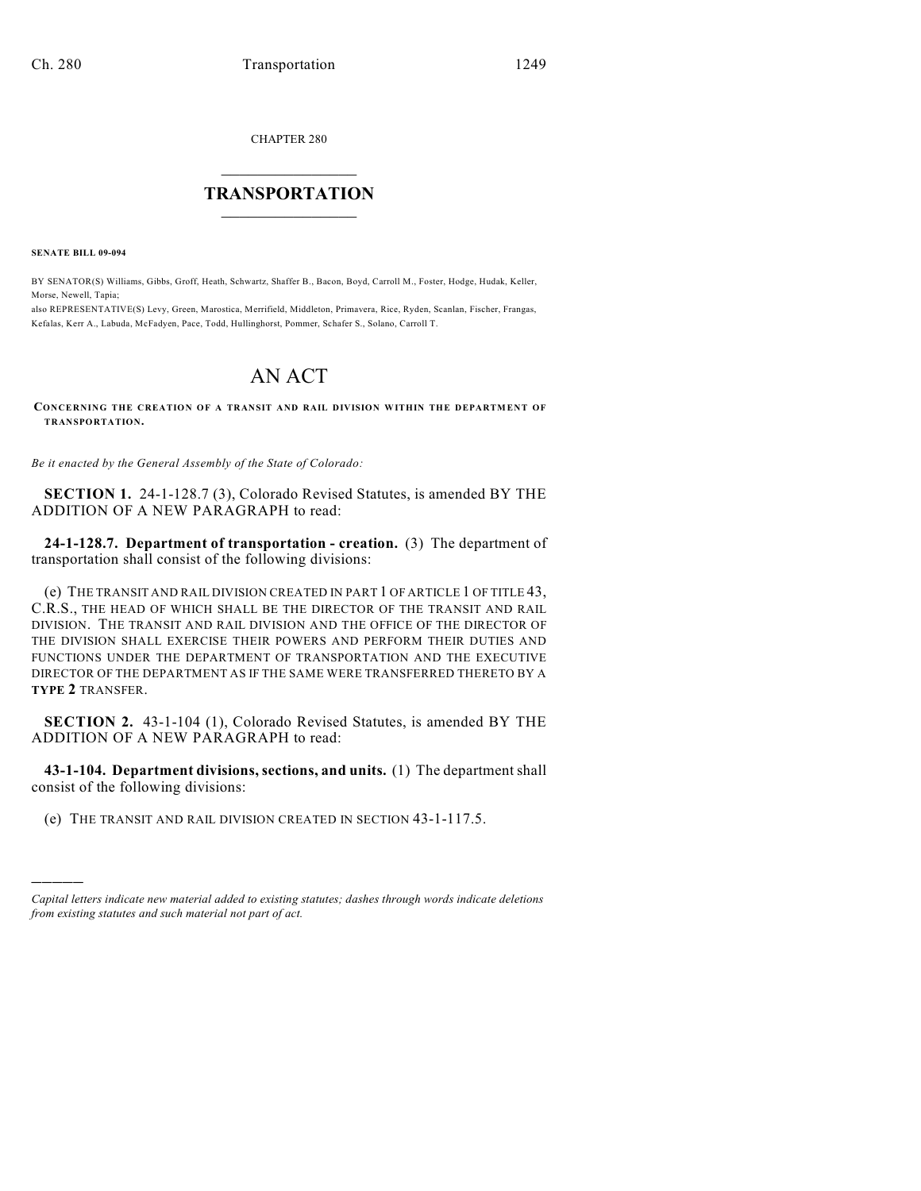CHAPTER 280

# TRANSPORTATION

**SENATE BILL 09-094**

BY SENATOR(S) Williams, Gibbs, Groff, Heath, Schwartz, Shaffer B., Bacon, Boyd, Carroll M., Foster, Hodge, Hudak, Keller, Morse, Newell, Tapia;
also REPRESENTATIVE(S) Levy, Green, Marostica, Merrifield, Middleton, Primavera, Rice, Ryden, Scanlan, Fischer, Frangas, Kefalas, Kerr A., Labuda, McFadyen, Pace, Todd, Hullinghorst, Pommer, Schafer S., Solano, Carroll T.

# AN ACT

**CONCERNING THE CREATION OF A TRANSIT AND RAIL DIVISION WITHIN THE DEPARTMENT OF TRANSPORTATION.**

*Be it enacted by the General Assembly of the State of Colorado:*

**SECTION 1.** 24-1-128.7 (3), Colorado Revised Statutes, is amended BY THE ADDITION OF A NEW PARAGRAPH to read:

**24-1-128.7. Department of transportation - creation.** (3) The department of transportation shall consist of the following divisions:

(e) THE TRANSIT AND RAIL DIVISION CREATED IN PART 1 OF ARTICLE 1 OF TITLE 43, C.R.S., THE HEAD OF WHICH SHALL BE THE DIRECTOR OF THE TRANSIT AND RAIL DIVISION. THE TRANSIT AND RAIL DIVISION AND THE OFFICE OF THE DIRECTOR OF THE DIVISION SHALL EXERCISE THEIR POWERS AND PERFORM THEIR DUTIES AND FUNCTIONS UNDER THE DEPARTMENT OF TRANSPORTATION AND THE EXECUTIVE DIRECTOR OF THE DEPARTMENT AS IF THE SAME WERE TRANSFERRED THERETO BY A **TYPE 2** TRANSFER.

**SECTION 2.** 43-1-104 (1), Colorado Revised Statutes, is amended BY THE ADDITION OF A NEW PARAGRAPH to read:

**43-1-104. Department divisions, sections, and units.** (1) The department shall consist of the following divisions:

(e) THE TRANSIT AND RAIL DIVISION CREATED IN SECTION 43-1-117.5.

---

*Capital letters indicate new material added to existing statutes; dashes through words indicate deletions from existing statutes and such material not part of act.*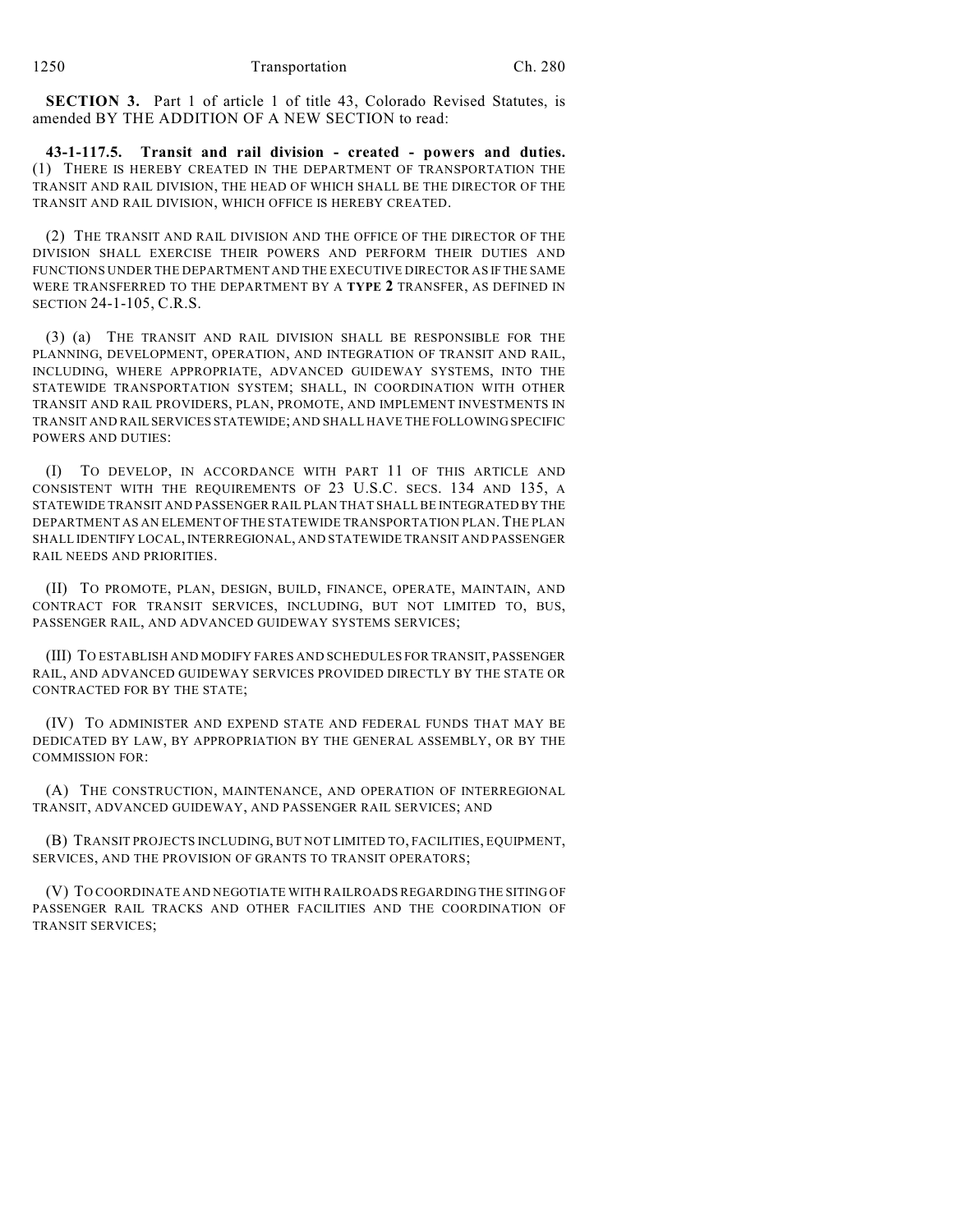**SECTION 3.** Part 1 of article 1 of title 43, Colorado Revised Statutes, is amended BY THE ADDITION OF A NEW SECTION to read:

**43-1-117.5. Transit and rail division - created - powers and duties.** (1) THERE IS HEREBY CREATED IN THE DEPARTMENT OF TRANSPORTATION THE TRANSIT AND RAIL DIVISION, THE HEAD OF WHICH SHALL BE THE DIRECTOR OF THE TRANSIT AND RAIL DIVISION, WHICH OFFICE IS HEREBY CREATED.

(2) THE TRANSIT AND RAIL DIVISION AND THE OFFICE OF THE DIRECTOR OF THE DIVISION SHALL EXERCISE THEIR POWERS AND PERFORM THEIR DUTIES AND FUNCTIONS UNDER THE DEPARTMENT AND THE EXECUTIVE DIRECTOR AS IF THE SAME WERE TRANSFERRED TO THE DEPARTMENT BY A **TYPE 2** TRANSFER, AS DEFINED IN SECTION 24-1-105, C.R.S.

(3) (a) THE TRANSIT AND RAIL DIVISION SHALL BE RESPONSIBLE FOR THE PLANNING, DEVELOPMENT, OPERATION, AND INTEGRATION OF TRANSIT AND RAIL, INCLUDING, WHERE APPROPRIATE, ADVANCED GUIDEWAY SYSTEMS, INTO THE STATEWIDE TRANSPORTATION SYSTEM; SHALL, IN COORDINATION WITH OTHER TRANSIT AND RAIL PROVIDERS, PLAN, PROMOTE, AND IMPLEMENT INVESTMENTS IN TRANSIT AND RAIL SERVICES STATEWIDE; AND SHALL HAVE THE FOLLOWING SPECIFIC POWERS AND DUTIES:

(I) TO DEVELOP, IN ACCORDANCE WITH PART 11 OF THIS ARTICLE AND CONSISTENT WITH THE REQUIREMENTS OF 23 U.S.C. SECS. 134 AND 135, A STATEWIDE TRANSIT AND PASSENGER RAIL PLAN THAT SHALL BE INTEGRATED BY THE DEPARTMENT AS AN ELEMENT OF THE STATEWIDE TRANSPORTATION PLAN. THE PLAN SHALL IDENTIFY LOCAL, INTERREGIONAL, AND STATEWIDE TRANSIT AND PASSENGER RAIL NEEDS AND PRIORITIES.

(II) TO PROMOTE, PLAN, DESIGN, BUILD, FINANCE, OPERATE, MAINTAIN, AND CONTRACT FOR TRANSIT SERVICES, INCLUDING, BUT NOT LIMITED TO, BUS, PASSENGER RAIL, AND ADVANCED GUIDEWAY SYSTEMS SERVICES;

(III) TO ESTABLISH AND MODIFY FARES AND SCHEDULES FOR TRANSIT, PASSENGER RAIL, AND ADVANCED GUIDEWAY SERVICES PROVIDED DIRECTLY BY THE STATE OR CONTRACTED FOR BY THE STATE;

(IV) TO ADMINISTER AND EXPEND STATE AND FEDERAL FUNDS THAT MAY BE DEDICATED BY LAW, BY APPROPRIATION BY THE GENERAL ASSEMBLY, OR BY THE COMMISSION FOR:

(A) THE CONSTRUCTION, MAINTENANCE, AND OPERATION OF INTERREGIONAL TRANSIT, ADVANCED GUIDEWAY, AND PASSENGER RAIL SERVICES; AND

(B) TRANSIT PROJECTS INCLUDING, BUT NOT LIMITED TO, FACILITIES, EQUIPMENT, SERVICES, AND THE PROVISION OF GRANTS TO TRANSIT OPERATORS;

(V) TO COORDINATE AND NEGOTIATE WITH RAILROADS REGARDING THE SITING OF PASSENGER RAIL TRACKS AND OTHER FACILITIES AND THE COORDINATION OF TRANSIT SERVICES;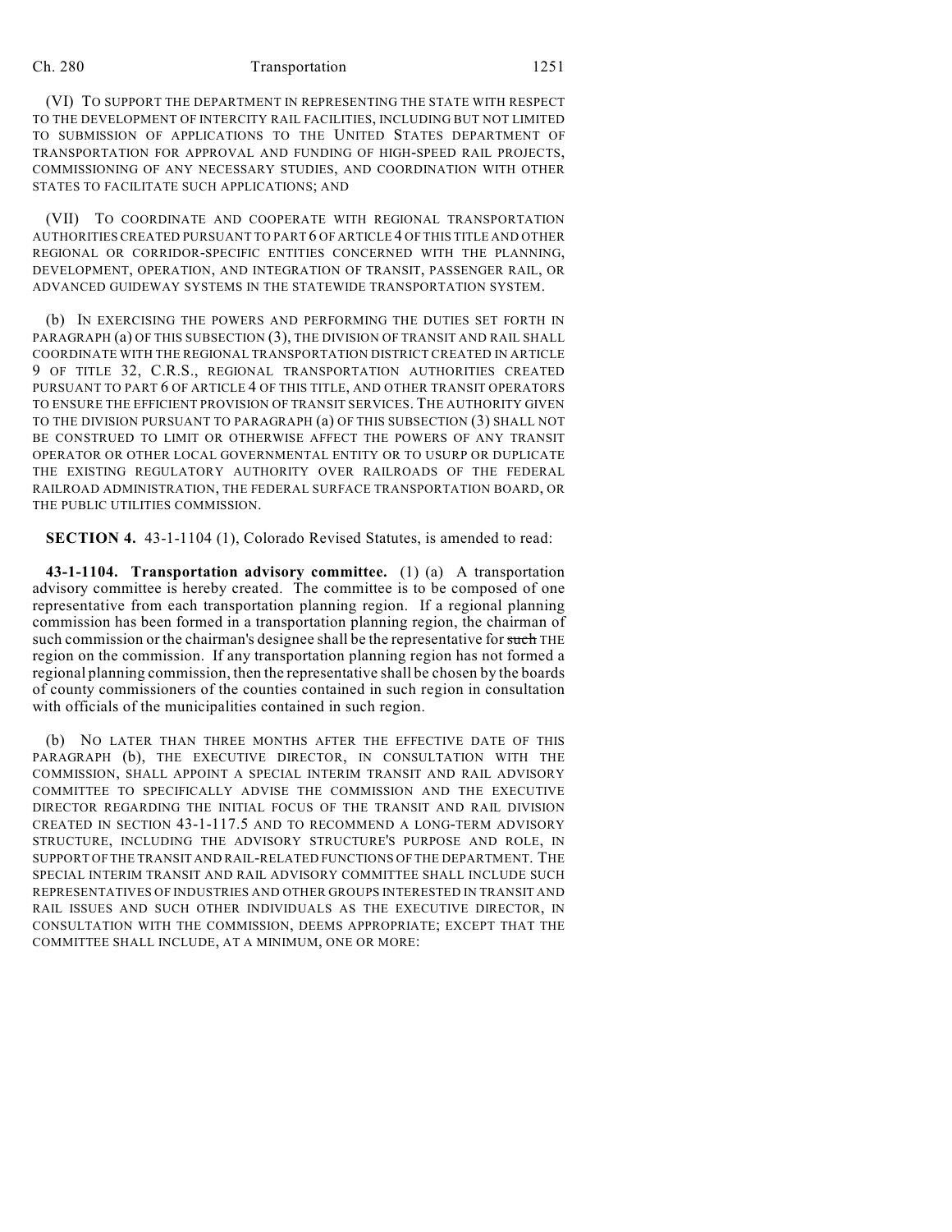(VI) TO SUPPORT THE DEPARTMENT IN REPRESENTING THE STATE WITH RESPECT TO THE DEVELOPMENT OF INTERCITY RAIL FACILITIES, INCLUDING BUT NOT LIMITED TO SUBMISSION OF APPLICATIONS TO THE UNITED STATES DEPARTMENT OF TRANSPORTATION FOR APPROVAL AND FUNDING OF HIGH-SPEED RAIL PROJECTS, COMMISSIONING OF ANY NECESSARY STUDIES, AND COORDINATION WITH OTHER STATES TO FACILITATE SUCH APPLICATIONS; AND

(VII) TO COORDINATE AND COOPERATE WITH REGIONAL TRANSPORTATION AUTHORITIES CREATED PURSUANT TO PART 6 OF ARTICLE 4 OF THIS TITLE AND OTHER REGIONAL OR CORRIDOR-SPECIFIC ENTITIES CONCERNED WITH THE PLANNING, DEVELOPMENT, OPERATION, AND INTEGRATION OF TRANSIT, PASSENGER RAIL, OR ADVANCED GUIDEWAY SYSTEMS IN THE STATEWIDE TRANSPORTATION SYSTEM.

(b) IN EXERCISING THE POWERS AND PERFORMING THE DUTIES SET FORTH IN PARAGRAPH (a) OF THIS SUBSECTION (3), THE DIVISION OF TRANSIT AND RAIL SHALL COORDINATE WITH THE REGIONAL TRANSPORTATION DISTRICT CREATED IN ARTICLE 9 OF TITLE 32, C.R.S., REGIONAL TRANSPORTATION AUTHORITIES CREATED PURSUANT TO PART 6 OF ARTICLE 4 OF THIS TITLE, AND OTHER TRANSIT OPERATORS TO ENSURE THE EFFICIENT PROVISION OF TRANSIT SERVICES. THE AUTHORITY GIVEN TO THE DIVISION PURSUANT TO PARAGRAPH (a) OF THIS SUBSECTION (3) SHALL NOT BE CONSTRUED TO LIMIT OR OTHERWISE AFFECT THE POWERS OF ANY TRANSIT OPERATOR OR OTHER LOCAL GOVERNMENTAL ENTITY OR TO USURP OR DUPLICATE THE EXISTING REGULATORY AUTHORITY OVER RAILROADS OF THE FEDERAL RAILROAD ADMINISTRATION, THE FEDERAL SURFACE TRANSPORTATION BOARD, OR THE PUBLIC UTILITIES COMMISSION.

**SECTION 4.** 43-1-1104 (1), Colorado Revised Statutes, is amended to read:

**43-1-1104. Transportation advisory committee.** (1) (a) A transportation advisory committee is hereby created. The committee is to be composed of one representative from each transportation planning region. If a regional planning commission has been formed in a transportation planning region, the chairman of such commission or the chairman's designee shall be the representative for ~~such~~ THE region on the commission. If any transportation planning region has not formed a regional planning commission, then the representative shall be chosen by the boards of county commissioners of the counties contained in such region in consultation with officials of the municipalities contained in such region.

(b) NO LATER THAN THREE MONTHS AFTER THE EFFECTIVE DATE OF THIS PARAGRAPH (b), THE EXECUTIVE DIRECTOR, IN CONSULTATION WITH THE COMMISSION, SHALL APPOINT A SPECIAL INTERIM TRANSIT AND RAIL ADVISORY COMMITTEE TO SPECIFICALLY ADVISE THE COMMISSION AND THE EXECUTIVE DIRECTOR REGARDING THE INITIAL FOCUS OF THE TRANSIT AND RAIL DIVISION CREATED IN SECTION 43-1-117.5 AND TO RECOMMEND A LONG-TERM ADVISORY STRUCTURE, INCLUDING THE ADVISORY STRUCTURE'S PURPOSE AND ROLE, IN SUPPORT OF THE TRANSIT AND RAIL-RELATED FUNCTIONS OF THE DEPARTMENT. THE SPECIAL INTERIM TRANSIT AND RAIL ADVISORY COMMITTEE SHALL INCLUDE SUCH REPRESENTATIVES OF INDUSTRIES AND OTHER GROUPS INTERESTED IN TRANSIT AND RAIL ISSUES AND SUCH OTHER INDIVIDUALS AS THE EXECUTIVE DIRECTOR, IN CONSULTATION WITH THE COMMISSION, DEEMS APPROPRIATE; EXCEPT THAT THE COMMITTEE SHALL INCLUDE, AT A MINIMUM, ONE OR MORE: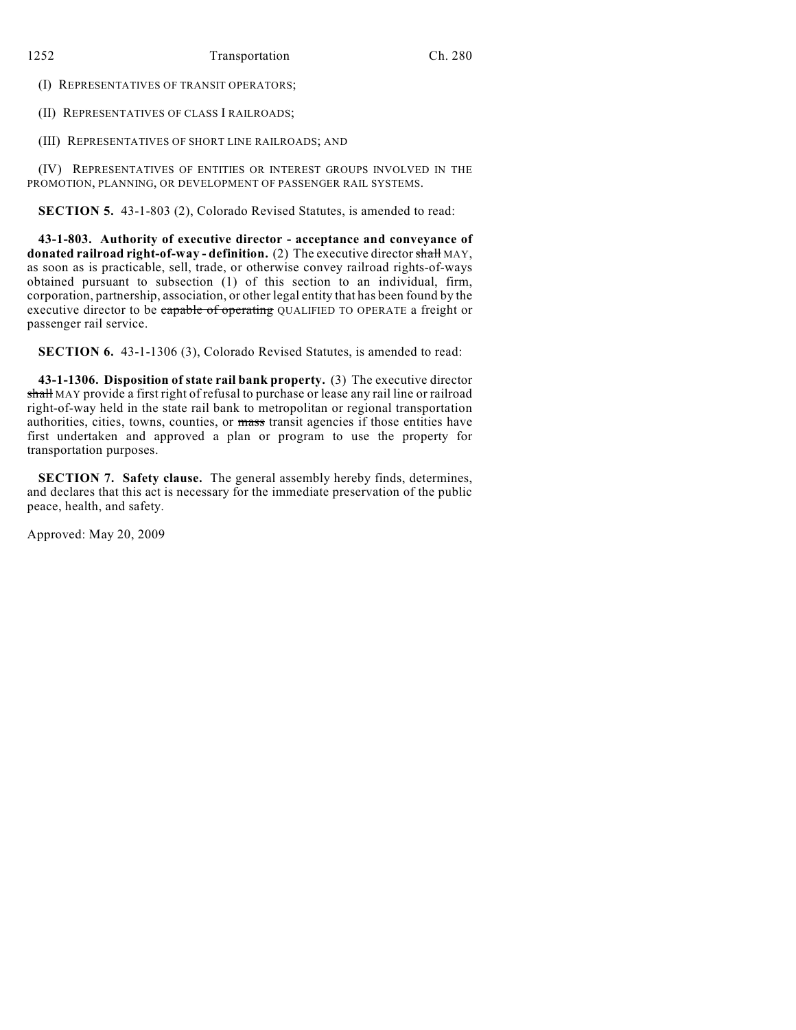(I) REPRESENTATIVES OF TRANSIT OPERATORS;

(II) REPRESENTATIVES OF CLASS I RAILROADS;

(III) REPRESENTATIVES OF SHORT LINE RAILROADS; AND

(IV) REPRESENTATIVES OF ENTITIES OR INTEREST GROUPS INVOLVED IN THE PROMOTION, PLANNING, OR DEVELOPMENT OF PASSENGER RAIL SYSTEMS.

**SECTION 5.** 43-1-803 (2), Colorado Revised Statutes, is amended to read:

**43-1-803. Authority of executive director - acceptance and conveyance of donated railroad right-of-way - definition.** (2) The executive director ~~shall~~ MAY, as soon as is practicable, sell, trade, or otherwise convey railroad rights-of-ways obtained pursuant to subsection (1) of this section to an individual, firm, corporation, partnership, association, or other legal entity that has been found by the executive director to be ~~capable of operating~~ QUALIFIED TO OPERATE a freight or passenger rail service.

**SECTION 6.** 43-1-1306 (3), Colorado Revised Statutes, is amended to read:

**43-1-1306. Disposition of state rail bank property.** (3) The executive director ~~shall~~ MAY provide a first right of refusal to purchase or lease any rail line or railroad right-of-way held in the state rail bank to metropolitan or regional transportation authorities, cities, towns, counties, or ~~mass~~ transit agencies if those entities have first undertaken and approved a plan or program to use the property for transportation purposes.

**SECTION 7. Safety clause.** The general assembly hereby finds, determines, and declares that this act is necessary for the immediate preservation of the public peace, health, and safety.

Approved: May 20, 2009